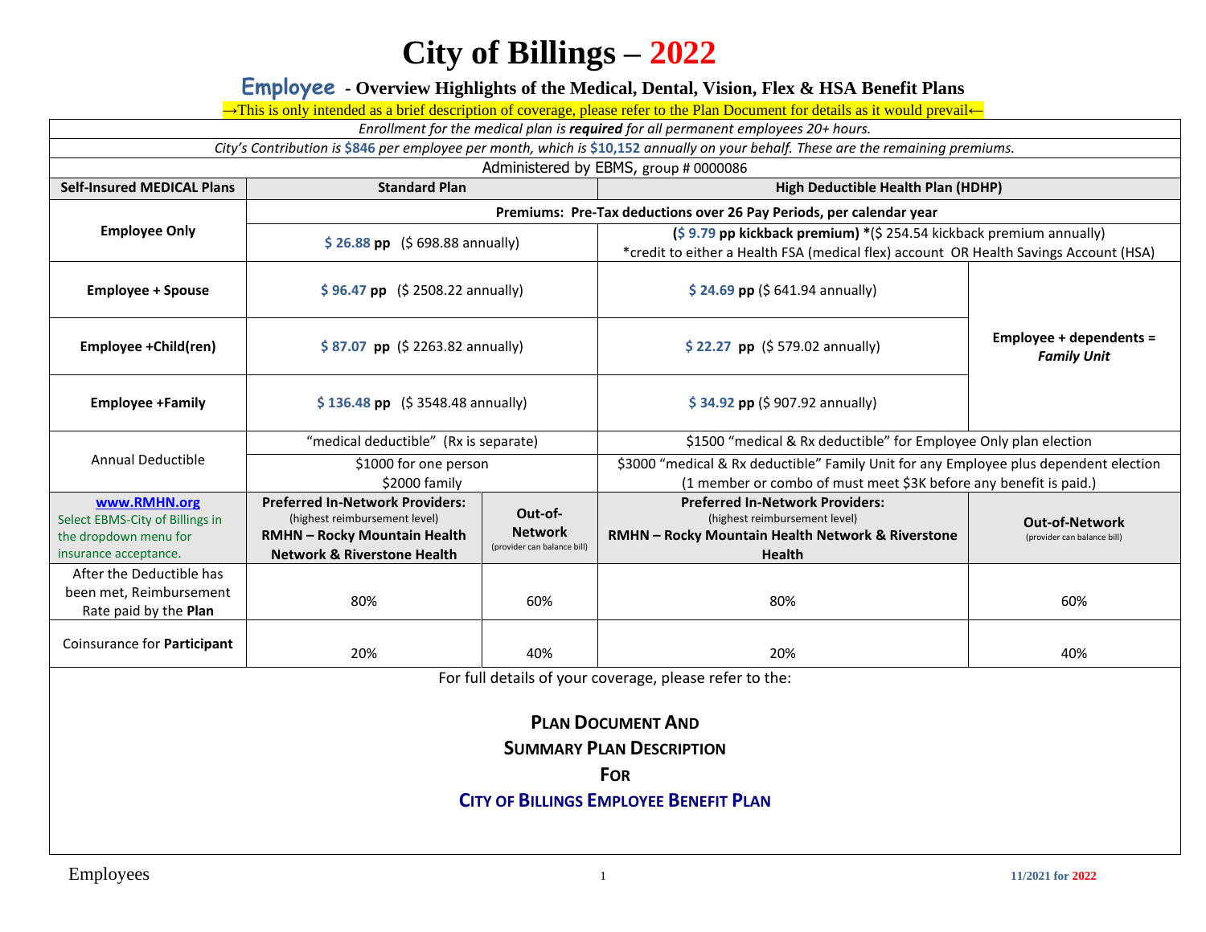# City of Billings – 2022

## Employee - Overview Highlights of the Medical, Dental, Vision, Flex & HSA Benefit Plans

→This is only intended as a brief description of coverage, please refer to the Plan Document for details as it would prevail←

*Enrollment for the medical plan is **required** for all permanent employees 20+ hours.*

*City's Contribution is $846 per employee per month, which is $10,152 annually on your behalf. These are the remaining premiums.*

Administered by EBMS, group # 0000086

| Self-Insured MEDICAL Plans | Standard Plan | | High Deductible Health Plan (HDHP) | |
|---|---|---|---|---|
| | Premiums: Pre-Tax deductions over 26 Pay Periods, per calendar year | | | |
| Employee Only | $ 26.88 pp ($ 698.88 annually) | | ($ 9.79 pp kickback premium) *($ 254.54 kickback premium annually) *credit to either a Health FSA (medical flex) account OR Health Savings Account (HSA) | |
| Employee + Spouse | $ 96.47 pp ($ 2508.22 annually) | | $ 24.69 pp ($ 641.94 annually) | Employee + dependents = *Family Unit* |
| Employee +Child(ren) | $ 87.07 pp ($ 2263.82 annually) | | $ 22.27 pp ($ 579.02 annually) | |
| Employee +Family | $ 136.48 pp ($ 3548.48 annually) | | $ 34.92 pp ($ 907.92 annually) | |
| Annual Deductible | "medical deductible" (Rx is separate) | | $1500 "medical & Rx deductible" for Employee Only plan election | |
| | $1000 for one person $2000 family | | $3000 "medical & Rx deductible" Family Unit for any Employee plus dependent election (1 member or combo of must meet $3K before any benefit is paid.) | |
| www.RMHN.org Select EBMS-City of Billings in the dropdown menu for insurance acceptance. | **Preferred In-Network Providers:** (highest reimbursement level) **RMHN – Rocky Mountain Health Network & Riverstone Health** | **Out-of-Network** (provider can balance bill) | **Preferred In-Network Providers:** (highest reimbursement level) **RMHN – Rocky Mountain Health Network & Riverstone Health** | **Out-of-Network** (provider can balance bill) |
| After the Deductible has been met, Reimbursement Rate paid by the **Plan** | 80% | 60% | 80% | 60% |
| Coinsurance for **Participant** | 20% | 40% | 20% | 40% |

For full details of your coverage, please refer to the:

**PLAN DOCUMENT AND**
**SUMMARY PLAN DESCRIPTION**
**FOR**
**CITY OF BILLINGS EMPLOYEE BENEFIT PLAN**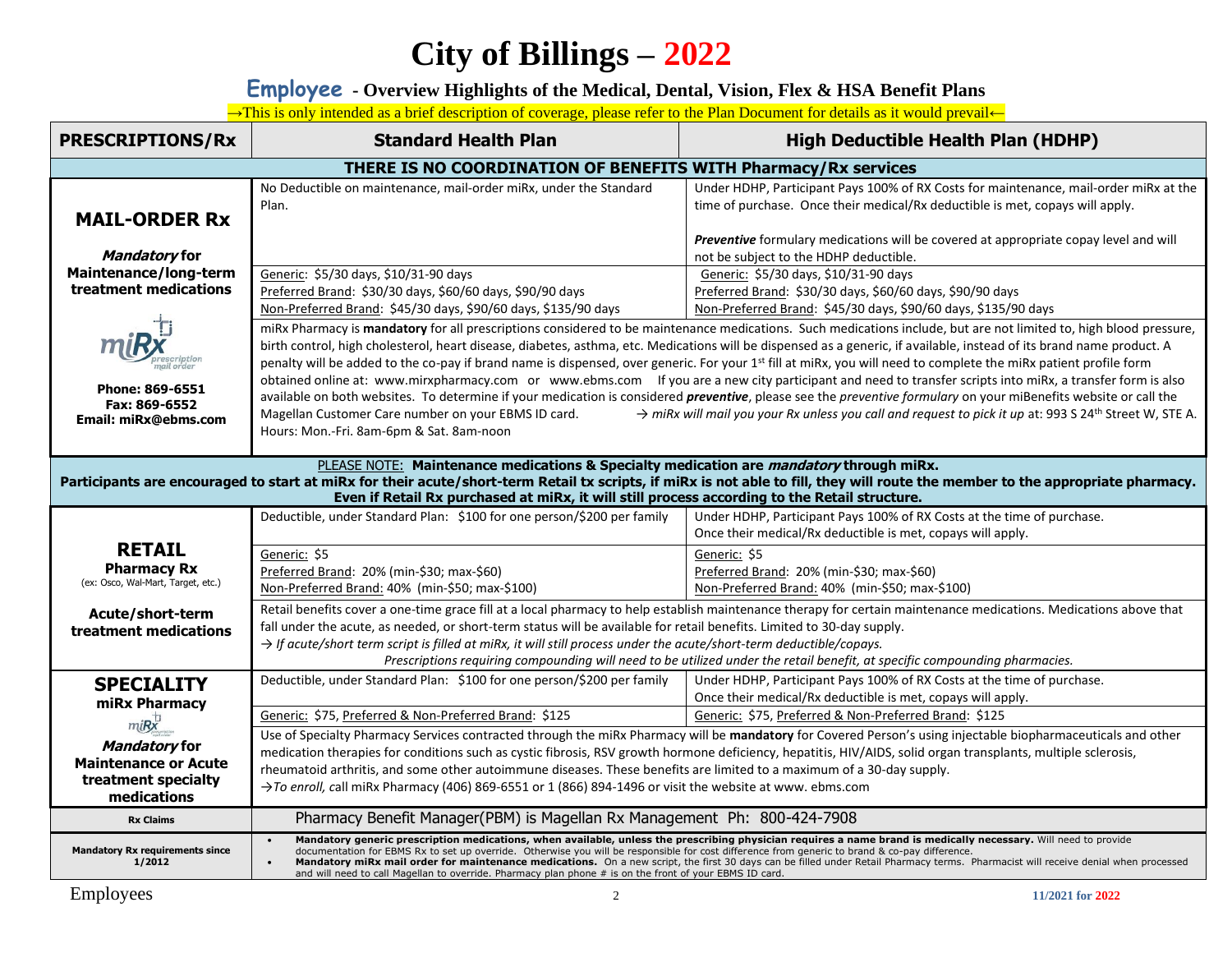# City of Billings – 2022

## Employee - Overview Highlights of the Medical, Dental, Vision, Flex & HSA Benefit Plans

→This is only intended as a brief description of coverage, please refer to the Plan Document for details as it would prevail←

| PRESCRIPTIONS/Rx | Standard Health Plan | High Deductible Health Plan (HDHP) |
|---|---|---|
| **THERE IS NO COORDINATION OF BENEFITS WITH Pharmacy/Rx services** | | |
| **MAIL-ORDER Rx** *Mandatory* for Maintenance/long-term treatment medications | No Deductible on maintenance, mail-order miRx, under the Standard Plan. | Under HDHP, Participant Pays 100% of RX Costs for maintenance, mail-order miRx at the time of purchase. Once their medical/Rx deductible is met, copays will apply. ***Preventive*** formulary medications will be covered at appropriate copay level and will not be subject to the HDHP deductible. |
| | Generic: $5/30 days, $10/31-90 days<br>Preferred Brand: $30/30 days, $60/60 days, $90/90 days<br>Non-Preferred Brand: $45/30 days, $90/60 days, $135/90 days | Generic: $5/30 days, $10/31-90 days<br>Preferred Brand: $30/30 days, $60/60 days, $90/90 days<br>Non-Preferred Brand: $45/30 days, $90/60 days, $135/90 days |
| miRx prescription mail order<br>Phone: 869-6551<br>Fax: 869-6552<br>Email: miRx@ebms.com | miRx Pharmacy is **mandatory** for all prescriptions considered to be maintenance medications. Such medications include, but are not limited to, high blood pressure, birth control, high cholesterol, heart disease, diabetes, asthma, etc. Medications will be dispensed as a generic, if available, instead of its brand name product. A penalty will be added to the co-pay if brand name is dispensed, over generic. For your 1st fill at miRx, you will need to complete the miRx patient profile form obtained online at: www.mirxpharmacy.com or www.ebms.com If you are a new city participant and need to transfer scripts into miRx, a transfer form is also available on both websites. To determine if your medication is considered ***preventive***, please see the *preventive formulary* on your miBenefits website or call the Magellan Customer Care number on your EBMS ID card. → *miRx will mail you your Rx unless you call and request to pick it up* at: 993 S 24th Street W, STE A. Hours: Mon.-Fri. 8am-6pm & Sat. 8am-noon | |
| PLEASE NOTE: **Maintenance medications & Specialty medication are *mandatory* through miRx. Participants are encouraged to start at miRx for their acute/short-term Retail tx scripts, if miRx is not able to fill, they will route the member to the appropriate pharmacy. Even if Retail Rx purchased at miRx, it will still process according to the Retail structure.** | | |
| **RETAIL Pharmacy Rx** (ex: Osco, Wal-Mart, Target, etc.)<br>**Acute/short-term treatment medications** | Deductible, under Standard Plan: $100 for one person/$200 per family | Under HDHP, Participant Pays 100% of RX Costs at the time of purchase. Once their medical/Rx deductible is met, copays will apply. |
| | Generic: $5<br>Preferred Brand: 20% (min-$30; max-$60)<br>Non-Preferred Brand: 40% (min-$50; max-$100) | Generic: $5<br>Preferred Brand: 20% (min-$30; max-$60)<br>Non-Preferred Brand: 40% (min-$50; max-$100) |
| | Retail benefits cover a one-time grace fill at a local pharmacy to help establish maintenance therapy for certain maintenance medications. Medications above that fall under the acute, as needed, or short-term status will be available for retail benefits. Limited to 30-day supply. → *If acute/short term script is filled at miRx, it will still process under the acute/short-term deductible/copays. Prescriptions requiring compounding will need to be utilized under the retail benefit, at specific compounding pharmacies.* | |
| **SPECIALITY miRx Pharmacy**<br>*Mandatory* for Maintenance or Acute treatment specialty medications | Deductible, under Standard Plan: $100 for one person/$200 per family | Under HDHP, Participant Pays 100% of RX Costs at the time of purchase. Once their medical/Rx deductible is met, copays will apply. |
| | Generic: $75, Preferred & Non-Preferred Brand: $125 | Generic: $75, Preferred & Non-Preferred Brand: $125 |
| | Use of Specialty Pharmacy Services contracted through the miRx Pharmacy will be **mandatory** for Covered Person's using injectable biopharmaceuticals and other medication therapies for conditions such as cystic fibrosis, RSV growth hormone deficiency, hepatitis, HIV/AIDS, solid organ transplants, multiple sclerosis, rheumatoid arthritis, and some other autoimmune diseases. These benefits are limited to a maximum of a 30-day supply. →*To enroll,* call miRx Pharmacy (406) 869-6551 or 1 (866) 894-1496 or visit the website at www. ebms.com | |
| **Rx Claims** | Pharmacy Benefit Manager(PBM) is Magellan Rx Management Ph: 800-424-7908 | |
| **Mandatory Rx requirements since 1/2012** | • **Mandatory generic prescription medications, when available, unless the prescribing physician requires a name brand is medically necessary.** Will need to provide documentation for EBMS Rx to set up override. Otherwise you will be responsible for cost difference from generic to brand & co-pay difference.<br>• **Mandatory miRx mail order for maintenance medications.** On a new script, the first 30 days can be filled under Retail Pharmacy terms. Pharmacist will receive denial when processed and will need to call Magellan to override. Pharmacy plan phone # is on the front of your EBMS ID card. | |

Employees

11/2021 for 2022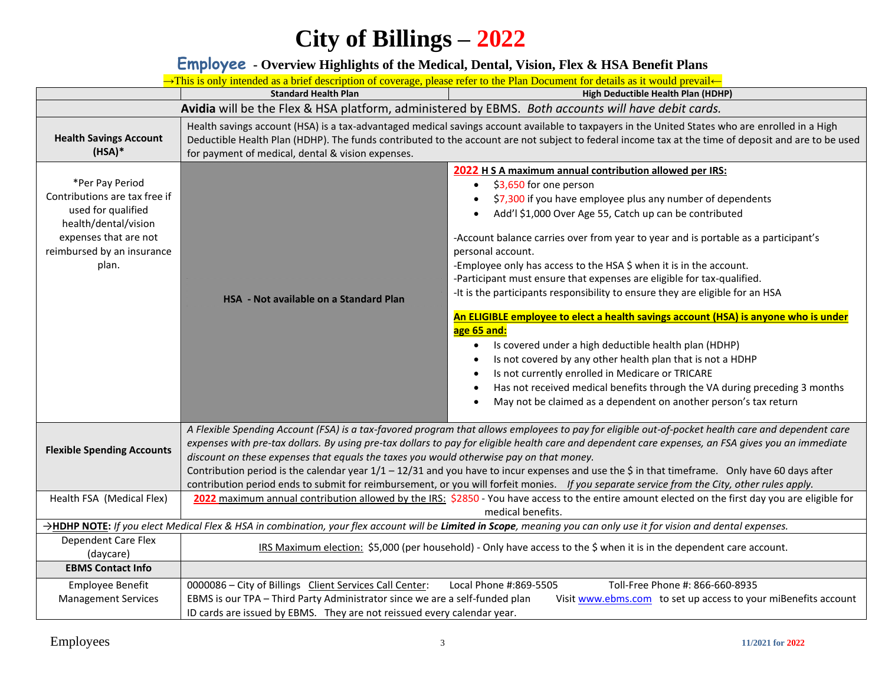# City of Billings – 2022

## Employee - Overview Highlights of the Medical, Dental, Vision, Flex & HSA Benefit Plans

→This is only intended as a brief description of coverage, please refer to the Plan Document for details as it would prevail←

| | Standard Health Plan | High Deductible Health Plan (HDHP) |
|---|---|---|
| **Avidia** will be the Flex & HSA platform, administered by EBMS. *Both accounts will have debit cards.* | | |
| **Health Savings Account (HSA)*** | Health savings account (HSA) is a tax-advantaged medical savings account available to taxpayers in the United States who are enrolled in a High Deductible Health Plan (HDHP). The funds contributed to the account are not subject to federal income tax at the time of deposit and are to be used for payment of medical, dental & vision expenses. | |
| *Per Pay Period Contributions are tax free if used for qualified health/dental/vision expenses that are not reimbursed by an insurance plan. | HSA – Not available on a Standard Plan | **2022 H S A maximum annual contribution allowed per IRS:**<br>• $3,650 for one person<br>• $7,300 if you have employee plus any number of dependents<br>• Add'l $1,000 Over Age 55, Catch up can be contributed<br><br>-Account balance carries over from year to year and is portable as a participant's personal account.<br>-Employee only has access to the HSA $ when it is in the account.<br>-Participant must ensure that expenses are eligible for tax-qualified.<br>-It is the participants responsibility to ensure they are eligible for an HSA<br><br>**An ELIGIBLE employee to elect a health savings account (HSA) is anyone who is under age 65 and:**<br>• Is covered under a high deductible health plan (HDHP)<br>• Is not covered by any other health plan that is not a HDHP<br>• Is not currently enrolled in Medicare or TRICARE<br>• Has not received medical benefits through the VA during preceding 3 months<br>• May not be claimed as a dependent on another person's tax return |
| **Flexible Spending Accounts** | *A Flexible Spending Account (FSA) is a tax-favored program that allows employees to pay for eligible out-of-pocket health care and dependent care expenses with pre-tax dollars. By using pre-tax dollars to pay for eligible health care and dependent care expenses, an FSA gives you an immediate discount on these expenses that equals the taxes you would otherwise pay on that money.*<br>Contribution period is the calendar year 1/1 – 12/31 and you have to incur expenses and use the $ in that timeframe. Only have 60 days after contribution period ends to submit for reimbursement, or you will forfeit monies. *If you separate service from the City, other rules apply.* | |
| Health FSA (Medical Flex) | **2022** maximum annual contribution allowed by the IRS: $2850 - You have access to the entire amount elected on the first day you are eligible for medical benefits. | |
| →**HDHP NOTE:** *If you elect Medical Flex & HSA in combination, your flex account will be **Limited in Scope**, meaning you can only use it for vision and dental expenses.* | | |
| Dependent Care Flex (daycare) | IRS Maximum election: $5,000 (per household) - Only have access to the $ when it is in the dependent care account. | |
| **EBMS Contact Info** | | |
| Employee Benefit Management Services | 0000086 – City of Billings Client Services Call Center: Local Phone #:869-5505 Toll-Free Phone #: 866-660-8935<br>EBMS is our TPA – Third Party Administrator since we are a self-funded plan Visit www.ebms.com to set up access to your miBenefits account<br>ID cards are issued by EBMS. They are not reissued every calendar year. | |

Employees

11/2021 for 2022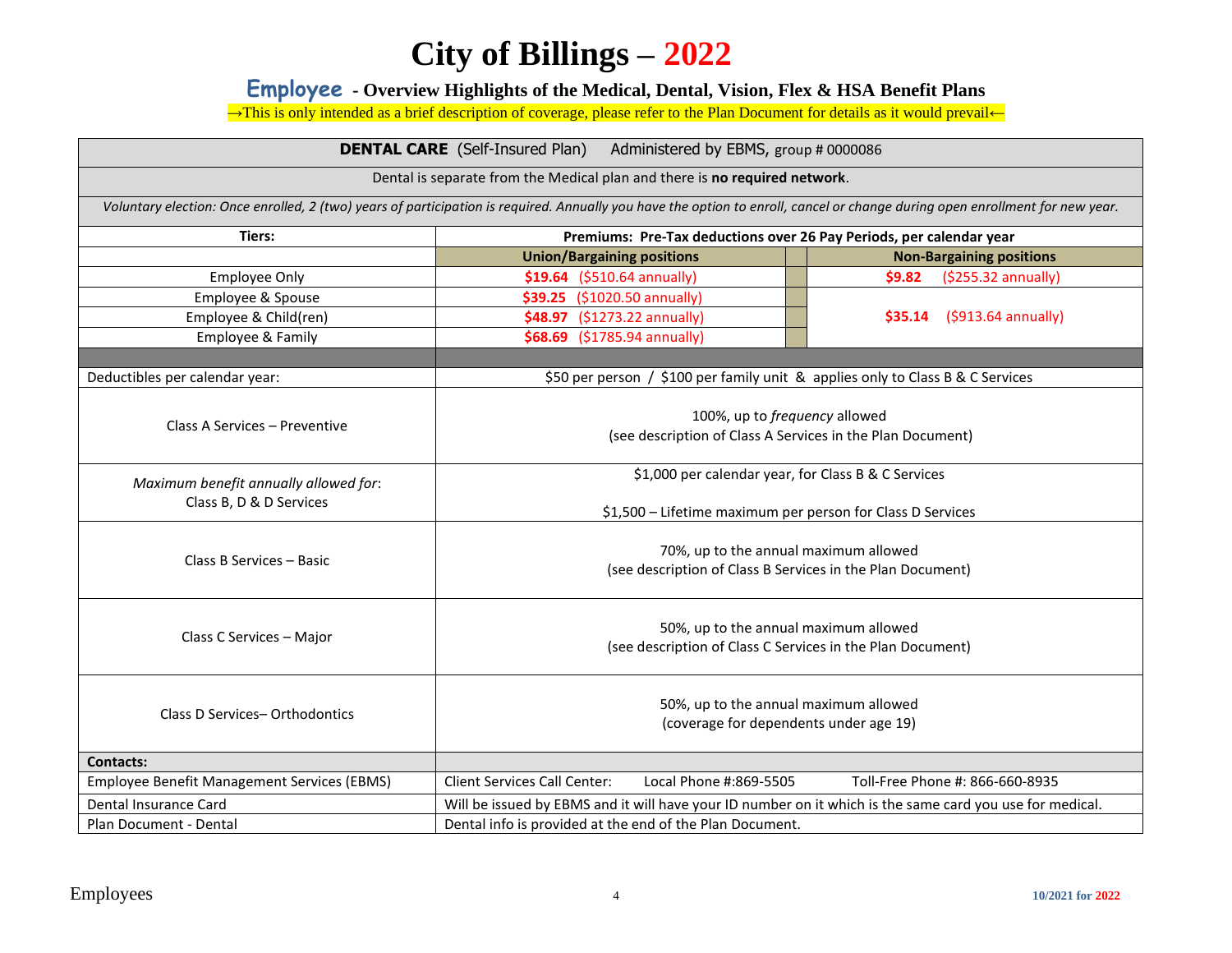# City of Billings – 2022

## Employee - Overview Highlights of the Medical, Dental, Vision, Flex & HSA Benefit Plans

→This is only intended as a brief description of coverage, please refer to the Plan Document for details as it would prevail←

| **DENTAL CARE** (Self-Insured Plan) Administered by EBMS, group # 0000086 | | |
|---|---|---|
| Dental is separate from the Medical plan and there is **no required network**. | | |
| *Voluntary election: Once enrolled, 2 (two) years of participation is required. Annually you have the option to enroll, cancel or change during open enrollment for new year.* | | |
| **Tiers:** | **Premiums: Pre-Tax deductions over 26 Pay Periods, per calendar year** | |
| | **Union/Bargaining positions** | **Non-Bargaining positions** |
| Employee Only | **$19.64** ($510.64 annually) | **$9.82** ($255.32 annually) |
| Employee & Spouse | **$39.25** ($1020.50 annually) | **$35.14** ($913.64 annually) |
| Employee & Child(ren) | **$48.97** ($1273.22 annually) | |
| Employee & Family | **$68.69** ($1785.94 annually) | |
| Deductibles per calendar year: | $50 per person / $100 per family unit & applies only to Class B & C Services | |
| Class A Services – Preventive | 100%, up to *frequency* allowed (see description of Class A Services in the Plan Document) | |
| *Maximum benefit annually allowed for*: Class B, D & D Services | $1,000 per calendar year, for Class B & C Services<br>$1,500 – Lifetime maximum per person for Class D Services | |
| Class B Services – Basic | 70%, up to the annual maximum allowed (see description of Class B Services in the Plan Document) | |
| Class C Services – Major | 50%, up to the annual maximum allowed (see description of Class C Services in the Plan Document) | |
| Class D Services– Orthodontics | 50%, up to the annual maximum allowed (coverage for dependents under age 19) | |
| **Contacts:** | | |
| Employee Benefit Management Services (EBMS) | Client Services Call Center: Local Phone #:869-5505 Toll-Free Phone #: 866-660-8935 | |
| Dental Insurance Card | Will be issued by EBMS and it will have your ID number on it which is the same card you use for medical. | |
| Plan Document - Dental | Dental info is provided at the end of the Plan Document. | |

Employees

10/2021 for 2022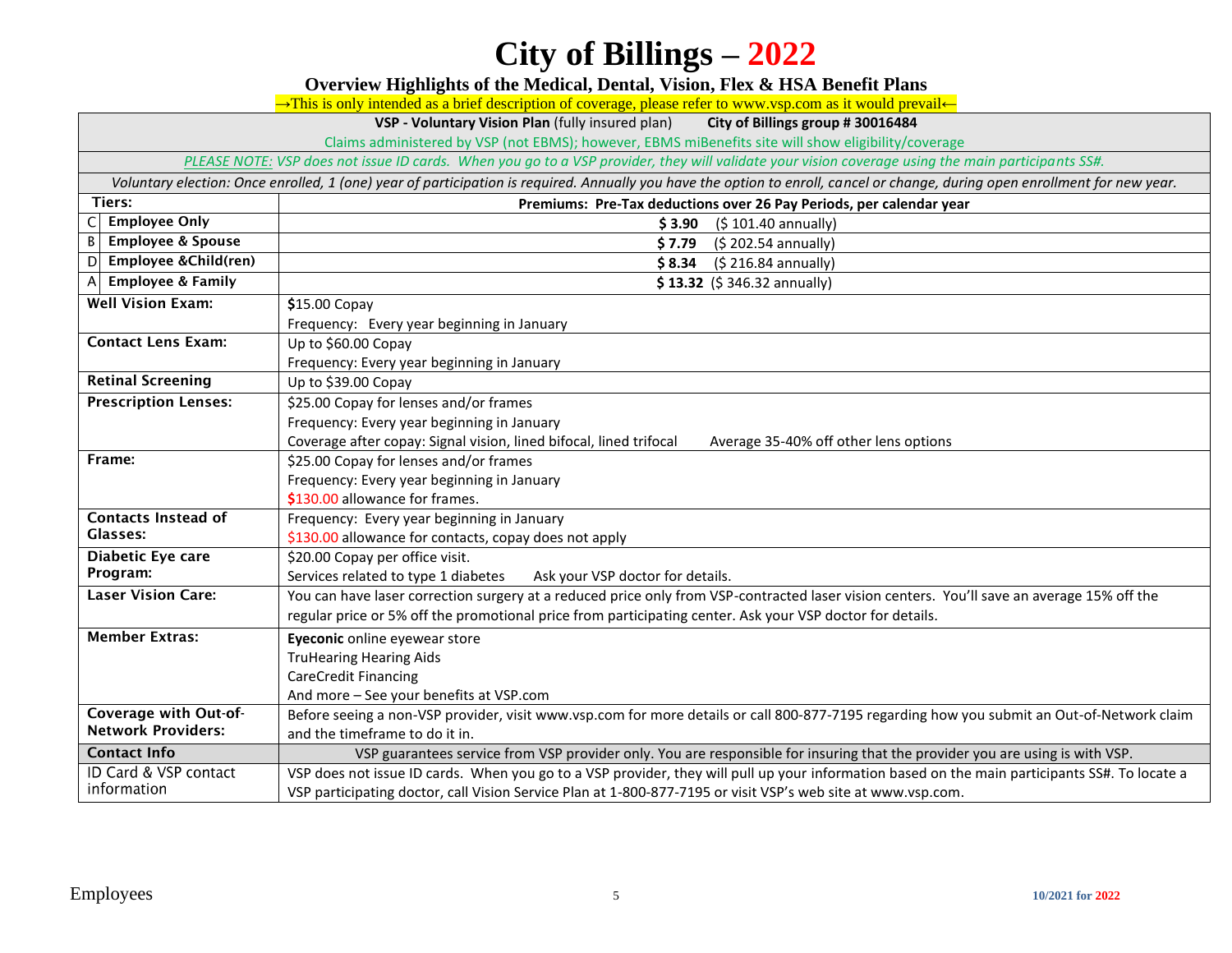# City of Billings – 2022

## Overview Highlights of the Medical, Dental, Vision, Flex & HSA Benefit Plans

→This is only intended as a brief description of coverage, please refer to www.vsp.com as it would prevail←

| | |
|---|---|
| **VSP - Voluntary Vision Plan** (fully insured plan) **City of Billings group # 30016484** | |
| Claims administered by VSP (not EBMS); however, EBMS miBenefits site will show eligibility/coverage | |
| *PLEASE NOTE: VSP does not issue ID cards. When you go to a VSP provider, they will validate your vision coverage using the main participants SS#.* | |
| *Voluntary election: Once enrolled, 1 (one) year of participation is required. Annually you have the option to enroll, cancel or change, during open enrollment for new year.* | |
| **Tiers:** | **Premiums: Pre-Tax deductions over 26 Pay Periods, per calendar year** |
| C **Employee Only** | **$ 3.90** ($ 101.40 annually) |
| B **Employee & Spouse** | **$ 7.79** ($ 202.54 annually) |
| D **Employee &Child(ren)** | **$ 8.34** ($ 216.84 annually) |
| A **Employee & Family** | **$ 13.32** ($ 346.32 annually) |
| **Well Vision Exam:** | $15.00 Copay<br>Frequency: Every year beginning in January |
| **Contact Lens Exam:** | Up to $60.00 Copay<br>Frequency: Every year beginning in January |
| **Retinal Screening** | Up to $39.00 Copay |
| **Prescription Lenses:** | $25.00 Copay for lenses and/or frames<br>Frequency: Every year beginning in January<br>Coverage after copay: Signal vision, lined bifocal, lined trifocal Average 35-40% off other lens options |
| **Frame:** | $25.00 Copay for lenses and/or frames<br>Frequency: Every year beginning in January<br>$130.00 allowance for frames. |
| **Contacts Instead of Glasses:** | Frequency: Every year beginning in January<br>$130.00 allowance for contacts, copay does not apply |
| **Diabetic Eye care Program:** | $20.00 Copay per office visit.<br>Services related to type 1 diabetes Ask your VSP doctor for details. |
| **Laser Vision Care:** | You can have laser correction surgery at a reduced price only from VSP-contracted laser vision centers. You'll save an average 15% off the regular price or 5% off the promotional price from participating center. Ask your VSP doctor for details. |
| **Member Extras:** | **Eyeconic** online eyewear store<br>TruHearing Hearing Aids<br>CareCredit Financing<br>And more – See your benefits at VSP.com |
| **Coverage with Out-of-Network Providers:** | Before seeing a non-VSP provider, visit www.vsp.com for more details or call 800-877-7195 regarding how you submit an Out-of-Network claim and the timeframe to do it in. |
| **Contact Info** | VSP guarantees service from VSP provider only. You are responsible for insuring that the provider you are using is with VSP. |
| ID Card & VSP contact information | VSP does not issue ID cards. When you go to a VSP provider, they will pull up your information based on the main participants SS#. To locate a VSP participating doctor, call Vision Service Plan at 1-800-877-7195 or visit VSP's web site at www.vsp.com. |

Employees

10/2021 for 2022